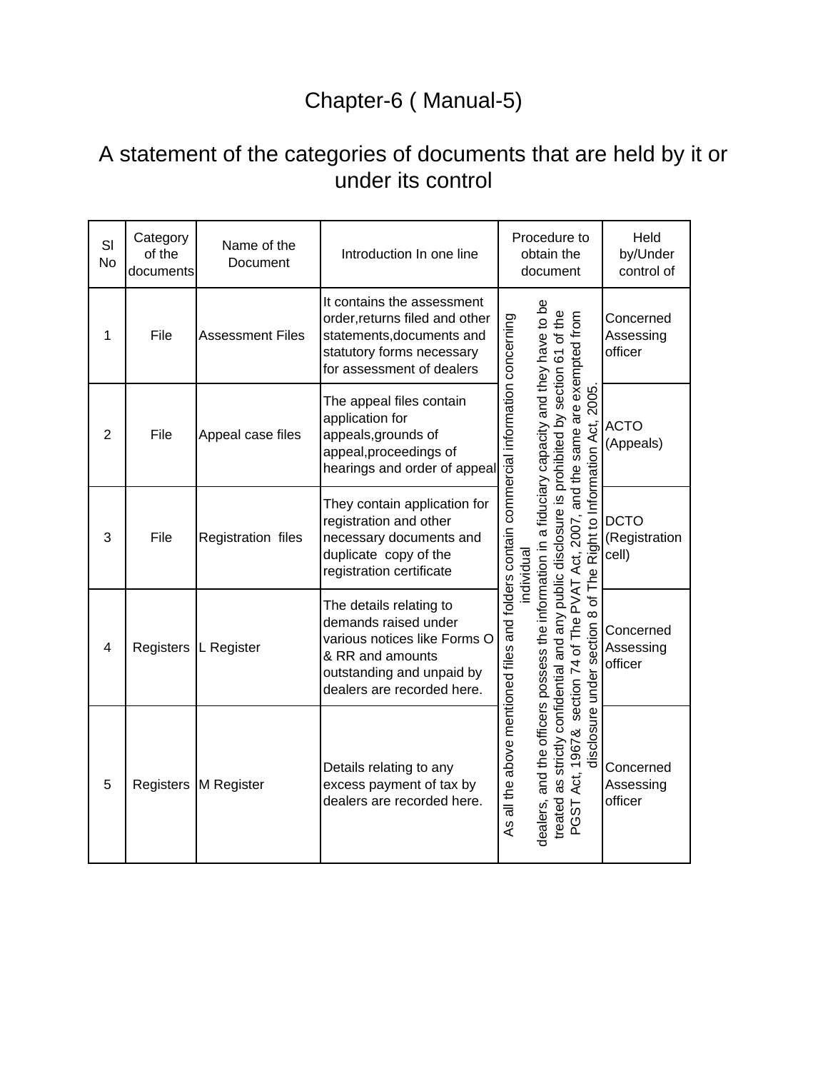# Chapter-6 ( Manual-5)

## A statement of the categories of documents that are held by it or under its control

| Sl No | Category of the documents | Name of the Document | Introduction In one line | Procedure to obtain the document | Held by/Under control of |
|---|---|---|---|---|---|
| 1 | File | Assessment Files | It contains the assessment order,returns filed and other statements,documents and statutory forms necessary for assessment of dealers | As all the above mentioned files and folders contain commercial information concerning individual dealers, and the officers possess the information in a fiduciary capacity and they have to be treated as strictly confidential and any public disclosure is prohibited by section 61 of the PGST Act, 1967& section 74 of The PVAT Act, 2007, and the same are exempted from disclosure under section 8 of The Right to Information Act, 2005. | Concerned Assessing officer |
| 2 | File | Appeal case files | The appeal files contain application for appeals,grounds of appeal,proceedings of hearings and order of appeal | | ACTO (Appeals) |
| 3 | File | Registration files | They contain application for registration and other necessary documents and duplicate copy of the registration certificate | | DCTO (Registration cell) |
| 4 | Registers | L Register | The details relating to demands raised under various notices like Forms O & RR and amounts outstanding and unpaid by dealers are recorded here. | | Concerned Assessing officer |
| 5 | Registers | M Register | Details relating to any excess payment of tax by dealers are recorded here. | | Concerned Assessing officer |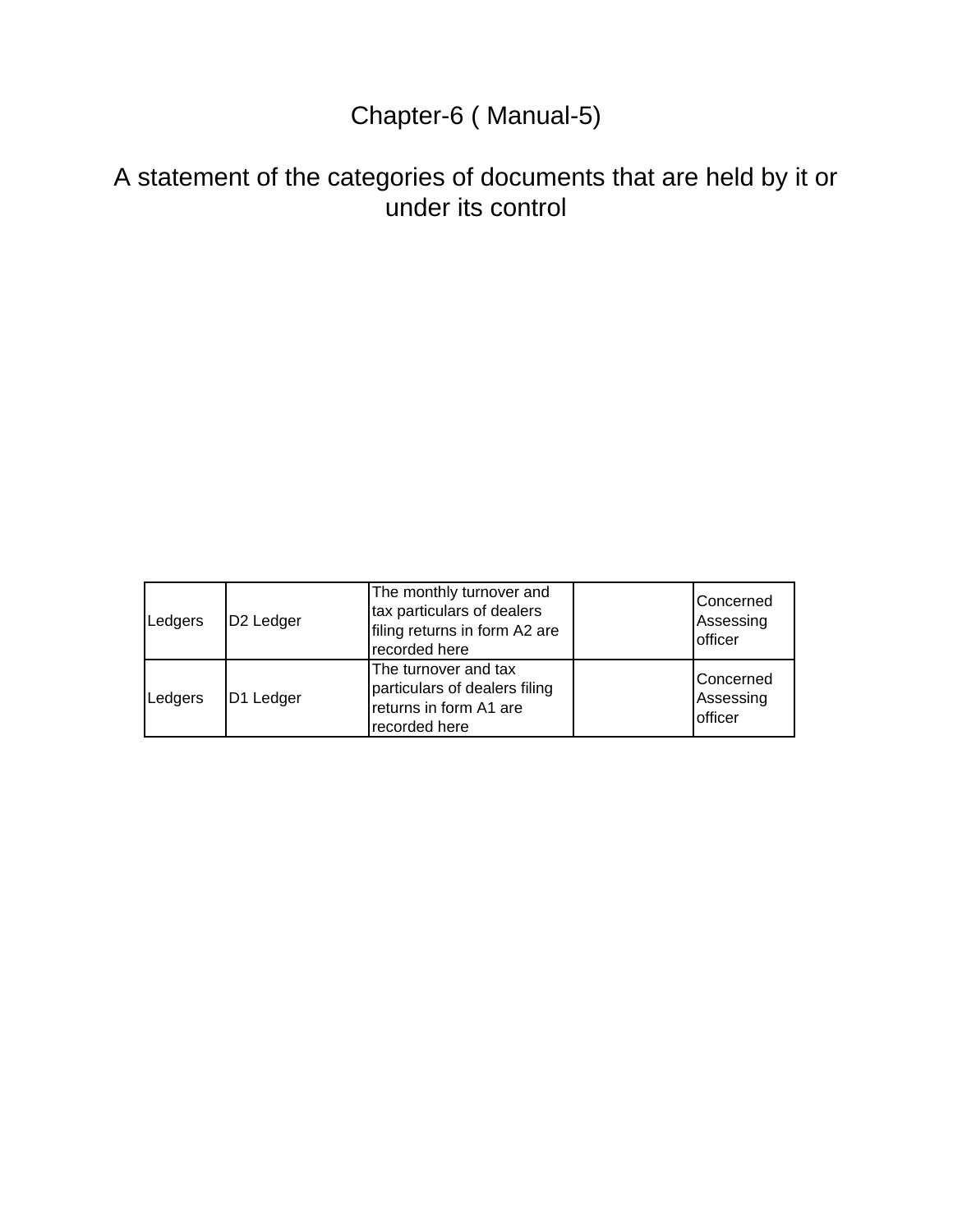Chapter-6 ( Manual-5)

A statement of the categories of documents that are held by it or under its control

| | | | | |
|---|---|---|---|---|
| Ledgers | D2 Ledger | The monthly turnover and tax particulars of dealers filing returns in form A2 are recorded here | | Concerned Assessing officer |
| Ledgers | D1 Ledger | The turnover and tax particulars of dealers filing returns in form A1 are recorded here | | Concerned Assessing officer |